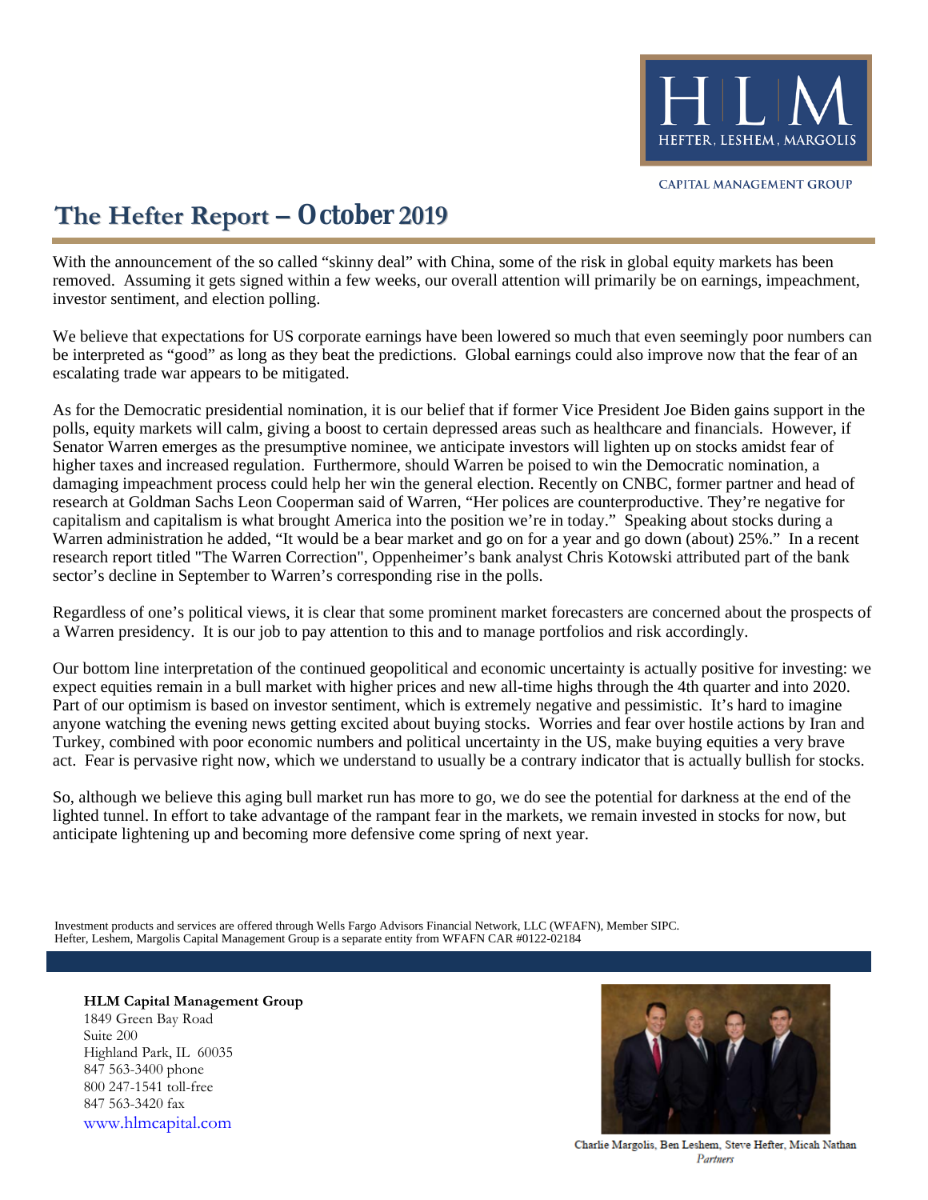HLM

HEFTER, LESHEM, MARGOLIS

CAPITAL MANAGEMENT GROUP

# The Hefter Report – October 2019

With the announcement of the so called "skinny deal" with China, some of the risk in global equity markets has been removed. Assuming it gets signed within a few weeks, our overall attention will primarily be on earnings, impeachment, investor sentiment, and election polling.

We believe that expectations for US corporate earnings have been lowered so much that even seemingly poor numbers can be interpreted as "good" as long as they beat the predictions. Global earnings could also improve now that the fear of an escalating trade war appears to be mitigated.

As for the Democratic presidential nomination, it is our belief that if former Vice President Joe Biden gains support in the polls, equity markets will calm, giving a boost to certain depressed areas such as healthcare and financials. However, if Senator Warren emerges as the presumptive nominee, we anticipate investors will lighten up on stocks amidst fear of higher taxes and increased regulation. Furthermore, should Warren be poised to win the Democratic nomination, a damaging impeachment process could help her win the general election. Recently on CNBC, former partner and head of research at Goldman Sachs Leon Cooperman said of Warren, "Her polices are counterproductive. They're negative for capitalism and capitalism is what brought America into the position we're in today." Speaking about stocks during a Warren administration he added, "It would be a bear market and go on for a year and go down (about) 25%." In a recent research report titled "The Warren Correction", Oppenheimer's bank analyst Chris Kotowski attributed part of the bank sector's decline in September to Warren's corresponding rise in the polls.

Regardless of one's political views, it is clear that some prominent market forecasters are concerned about the prospects of a Warren presidency. It is our job to pay attention to this and to manage portfolios and risk accordingly.

Our bottom line interpretation of the continued geopolitical and economic uncertainty is actually positive for investing: we expect equities remain in a bull market with higher prices and new all-time highs through the 4th quarter and into 2020. Part of our optimism is based on investor sentiment, which is extremely negative and pessimistic. It's hard to imagine anyone watching the evening news getting excited about buying stocks. Worries and fear over hostile actions by Iran and Turkey, combined with poor economic numbers and political uncertainty in the US, make buying equities a very brave act. Fear is pervasive right now, which we understand to usually be a contrary indicator that is actually bullish for stocks.

So, although we believe this aging bull market run has more to go, we do see the potential for darkness at the end of the lighted tunnel. In effort to take advantage of the rampant fear in the markets, we remain invested in stocks for now, but anticipate lightening up and becoming more defensive come spring of next year.

Investment products and services are offered through Wells Fargo Advisors Financial Network, LLC (WFAFN), Member SIPC.
Hefter, Leshem, Margolis Capital Management Group is a separate entity from WFAFN CAR #0122-02184

**HLM Capital Management Group**
1849 Green Bay Road
Suite 200
Highland Park, IL 60035
847 563-3400 phone
800 247-1541 toll-free
847 563-3420 fax
www.hlmcapital.com

Charlie Margolis, Ben Leshem, Steve Hefter, Micah Nathan
*Partners*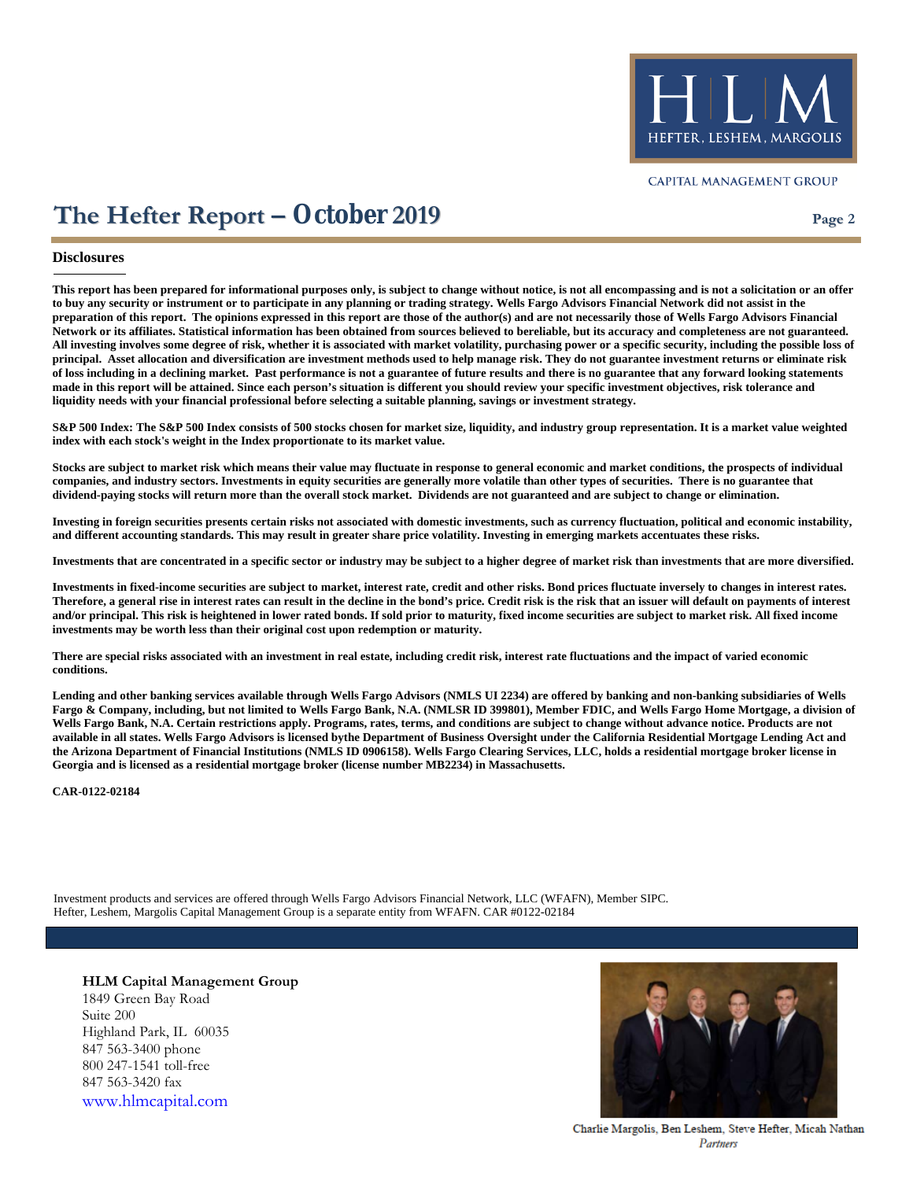## Disclosures

**This report has been prepared for informational purposes only, is subject to change without notice, is not all encompassing and is not a solicitation or an offer to buy any security or instrument or to participate in any planning or trading strategy. Wells Fargo Advisors Financial Network did not assist in the preparation of this report. The opinions expressed in this report are those of the author(s) and are not necessarily those of Wells Fargo Advisors Financial Network or its affiliates. Statistical information has been obtained from sources believed to bereliable, but its accuracy and completeness are not guaranteed. All investing involves some degree of risk, whether it is associated with market volatility, purchasing power or a specific security, including the possible loss of principal. Asset allocation and diversification are investment methods used to help manage risk. They do not guarantee investment returns or eliminate risk of loss including in a declining market. Past performance is not a guarantee of future results and there is no guarantee that any forward looking statements made in this report will be attained. Since each person's situation is different you should review your specific investment objectives, risk tolerance and liquidity needs with your financial professional before selecting a suitable planning, savings or investment strategy.**

**S&P 500 Index: The S&P 500 Index consists of 500 stocks chosen for market size, liquidity, and industry group representation. It is a market value weighted index with each stock's weight in the Index proportionate to its market value.**

**Stocks are subject to market risk which means their value may fluctuate in response to general economic and market conditions, the prospects of individual companies, and industry sectors. Investments in equity securities are generally more volatile than other types of securities. There is no guarantee that dividend-paying stocks will return more than the overall stock market. Dividends are not guaranteed and are subject to change or elimination.**

**Investing in foreign securities presents certain risks not associated with domestic investments, such as currency fluctuation, political and economic instability, and different accounting standards. This may result in greater share price volatility. Investing in emerging markets accentuates these risks.**

**Investments that are concentrated in a specific sector or industry may be subject to a higher degree of market risk than investments that are more diversified.**

**Investments in fixed-income securities are subject to market, interest rate, credit and other risks. Bond prices fluctuate inversely to changes in interest rates. Therefore, a general rise in interest rates can result in the decline in the bond's price. Credit risk is the risk that an issuer will default on payments of interest and/or principal. This risk is heightened in lower rated bonds. If sold prior to maturity, fixed income securities are subject to market risk. All fixed income investments may be worth less than their original cost upon redemption or maturity.**

**There are special risks associated with an investment in real estate, including credit risk, interest rate fluctuations and the impact of varied economic conditions.**

**Lending and other banking services available through Wells Fargo Advisors (NMLS UI 2234) are offered by banking and non-banking subsidiaries of Wells Fargo & Company, including, but not limited to Wells Fargo Bank, N.A. (NMLSR ID 399801), Member FDIC, and Wells Fargo Home Mortgage, a division of Wells Fargo Bank, N.A. Certain restrictions apply. Programs, rates, terms, and conditions are subject to change without advance notice. Products are not available in all states. Wells Fargo Advisors is licensed bythe Department of Business Oversight under the California Residential Mortgage Lending Act and the Arizona Department of Financial Institutions (NMLS ID 0906158). Wells Fargo Clearing Services, LLC, holds a residential mortgage broker license in Georgia and is licensed as a residential mortgage broker (license number MB2234) in Massachusetts.**

**CAR-0122-02184**

Investment products and services are offered through Wells Fargo Advisors Financial Network, LLC (WFAFN), Member SIPC.
Hefter, Leshem, Margolis Capital Management Group is a separate entity from WFAFN. CAR #0122-02184

**HLM Capital Management Group**
1849 Green Bay Road
Suite 200
Highland Park, IL 60035
847 563-3400 phone
800 247-1541 toll-free
847 563-3420 fax
www.hlmcapital.com

Charlie Margolis, Ben Leshem, Steve Hefter, Micah Nathan
*Partners*